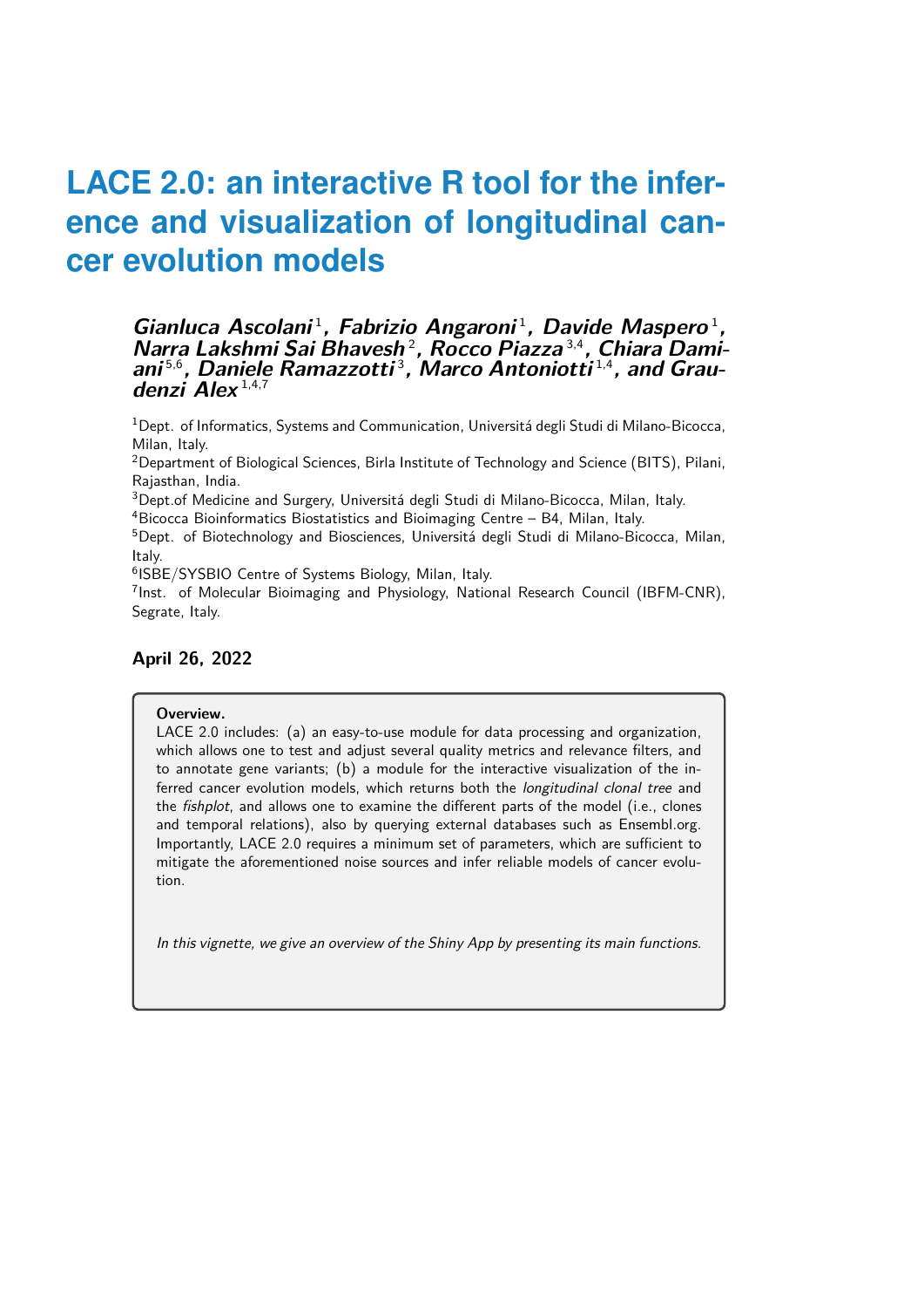# LACE 2.0: an interactive R tool for the inference and visualization of longitudinal cancer evolution models

***Gianluca Ascolani*** [1], ***Fabrizio Angaroni*** [1], ***Davide Maspero*** [1], ***Narra Lakshmi Sai Bhavesh*** [2], ***Rocco Piazza*** [3,4], ***Chiara Damiani*** [5,6], ***Daniele Ramazzotti*** [3], ***Marco Antoniotti*** [1,4], **and *Graudenzi Alex*** [1,4,7]

[1]Dept. of Informatics, Systems and Communication, Universitá degli Studi di Milano-Bicocca, Milan, Italy.

[2]Department of Biological Sciences, Birla Institute of Technology and Science (BITS), Pilani, Rajasthan, India.

[3]Dept.of Medicine and Surgery, Universitá degli Studi di Milano-Bicocca, Milan, Italy.

[4]Bicocca Bioinformatics Biostatistics and Bioimaging Centre – B4, Milan, Italy.

[5]Dept. of Biotechnology and Biosciences, Universitá degli Studi di Milano-Bicocca, Milan, Italy.

[6]ISBE/SYSBIO Centre of Systems Biology, Milan, Italy.

[7]Inst. of Molecular Bioimaging and Physiology, National Research Council (IBFM-CNR), Segrate, Italy.

**April 26, 2022**

**Overview.**
LACE 2.0 includes: (a) an easy-to-use module for data processing and organization, which allows one to test and adjust several quality metrics and relevance filters, and to annotate gene variants; (b) a module for the interactive visualization of the inferred cancer evolution models, which returns both the *longitudinal clonal tree* and the *fishplot*, and allows one to examine the different parts of the model (i.e., clones and temporal relations), also by querying external databases such as Ensembl.org. Importantly, LACE 2.0 requires a minimum set of parameters, which are sufficient to mitigate the aforementioned noise sources and infer reliable models of cancer evolution.

*In this vignette, we give an overview of the Shiny App by presenting its main functions.*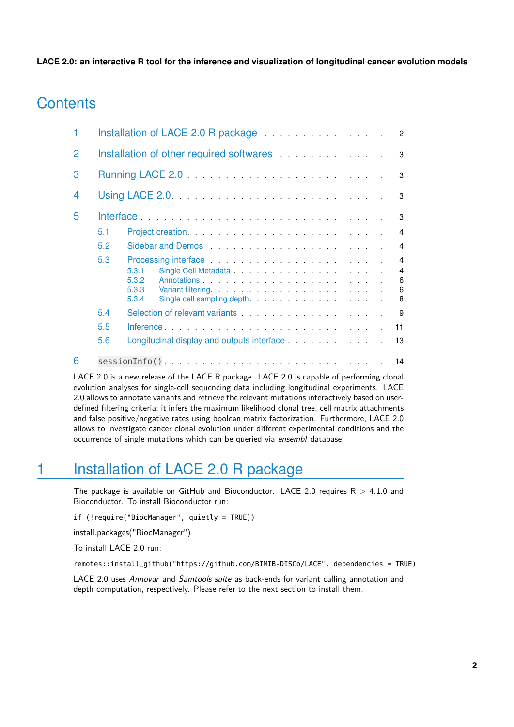**LACE 2.0: an interactive R tool for the inference and visualization of longitudinal cancer evolution models**

# Contents

1 Installation of LACE 2.0 R package . . . . . . . . . . . . . . . . 2

2 Installation of other required softwares . . . . . . . . . . . . . . 3

3 Running LACE 2.0 . . . . . . . . . . . . . . . . . . . . . . . . . 3

4 Using LACE 2.0. . . . . . . . . . . . . . . . . . . . . . . . . . . 3

5 Interface . . . . . . . . . . . . . . . . . . . . . . . . . . . . . . 3

- 5.1 Project creation. . . . . . . . . . . . . . . . . . . . . . . . 4
- 5.2 Sidebar and Demos . . . . . . . . . . . . . . . . . . . . . . 4
- 5.3 Processing interface . . . . . . . . . . . . . . . . . . . . . 4
  - 5.3.1 Single Cell Metadata . . . . . . . . . . . . . . . . . . 4
  - 5.3.2 Annotations . . . . . . . . . . . . . . . . . . . . . . 6
  - 5.3.3 Variant filtering. . . . . . . . . . . . . . . . . . . . 6
  - 5.3.4 Single cell sampling depth. . . . . . . . . . . . . . . 8
- 5.4 Selection of relevant variants . . . . . . . . . . . . . . . . 9
- 5.5 Inference. . . . . . . . . . . . . . . . . . . . . . . . . . . 11
- 5.6 Longitudinal display and outputs interface . . . . . . . . . . 13

6 `sessionInfo()`. . . . . . . . . . . . . . . . . . . . . . . . . . . 14

LACE 2.0 is a new release of the LACE R package. LACE 2.0 is capable of performing clonal evolution analyses for single-cell sequencing data including longitudinal experiments. LACE 2.0 allows to annotate variants and retrieve the relevant mutations interactively based on user-defined filtering criteria; it infers the maximum likelihood clonal tree, cell matrix attachments and false positive/negative rates using boolean matrix factorization. Furthermore, LACE 2.0 allows to investigate cancer clonal evolution under different experimental conditions and the occurrence of single mutations which can be queried via *ensembl* database.

# 1 Installation of LACE 2.0 R package

The package is available on GitHub and Bioconductor. LACE 2.0 requires R > 4.1.0 and Bioconductor. To install Bioconductor run:

```
if (!require("BiocManager", quietly = TRUE))
```

install.packages("BiocManager")

To install LACE 2.0 run:

```
remotes::install_github("https://github.com/BIMIB-DISCo/LACE", dependencies = TRUE)
```

LACE 2.0 uses *Annovar* and *Samtools suite* as back-ends for variant calling annotation and depth computation, respectively. Please refer to the next section to install them.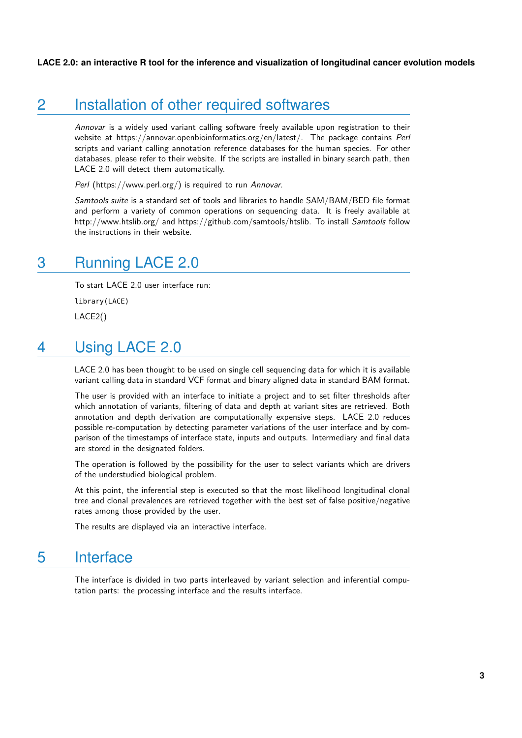## 2 Installation of other required softwares

*Annovar* is a widely used variant calling software freely available upon registration to their website at https://annovar.openbioinformatics.org/en/latest/. The package contains *Perl* scripts and variant calling annotation reference databases for the human species. For other databases, please refer to their website. If the scripts are installed in binary search path, then LACE 2.0 will detect them automatically.

*Perl* (https://www.perl.org/) is required to run *Annovar*.

*Samtools suite* is a standard set of tools and libraries to handle SAM/BAM/BED file format and perform a variety of common operations on sequencing data. It is freely available at http://www.htslib.org/ and https://github.com/samtools/htslib. To install *Samtools* follow the instructions in their website.

## 3 Running LACE 2.0

To start LACE 2.0 user interface run:

```
library(LACE)
```

LACE2()

## 4 Using LACE 2.0

LACE 2.0 has been thought to be used on single cell sequencing data for which it is available variant calling data in standard VCF format and binary aligned data in standard BAM format.

The user is provided with an interface to initiate a project and to set filter thresholds after which annotation of variants, filtering of data and depth at variant sites are retrieved. Both annotation and depth derivation are computationally expensive steps. LACE 2.0 reduces possible re-computation by detecting parameter variations of the user interface and by comparison of the timestamps of interface state, inputs and outputs. Intermediary and final data are stored in the designated folders.

The operation is followed by the possibility for the user to select variants which are drivers of the understudied biological problem.

At this point, the inferential step is executed so that the most likelihood longitudinal clonal tree and clonal prevalences are retrieved together with the best set of false positive/negative rates among those provided by the user.

The results are displayed via an interactive interface.

## 5 Interface

The interface is divided in two parts interleaved by variant selection and inferential computation parts: the processing interface and the results interface.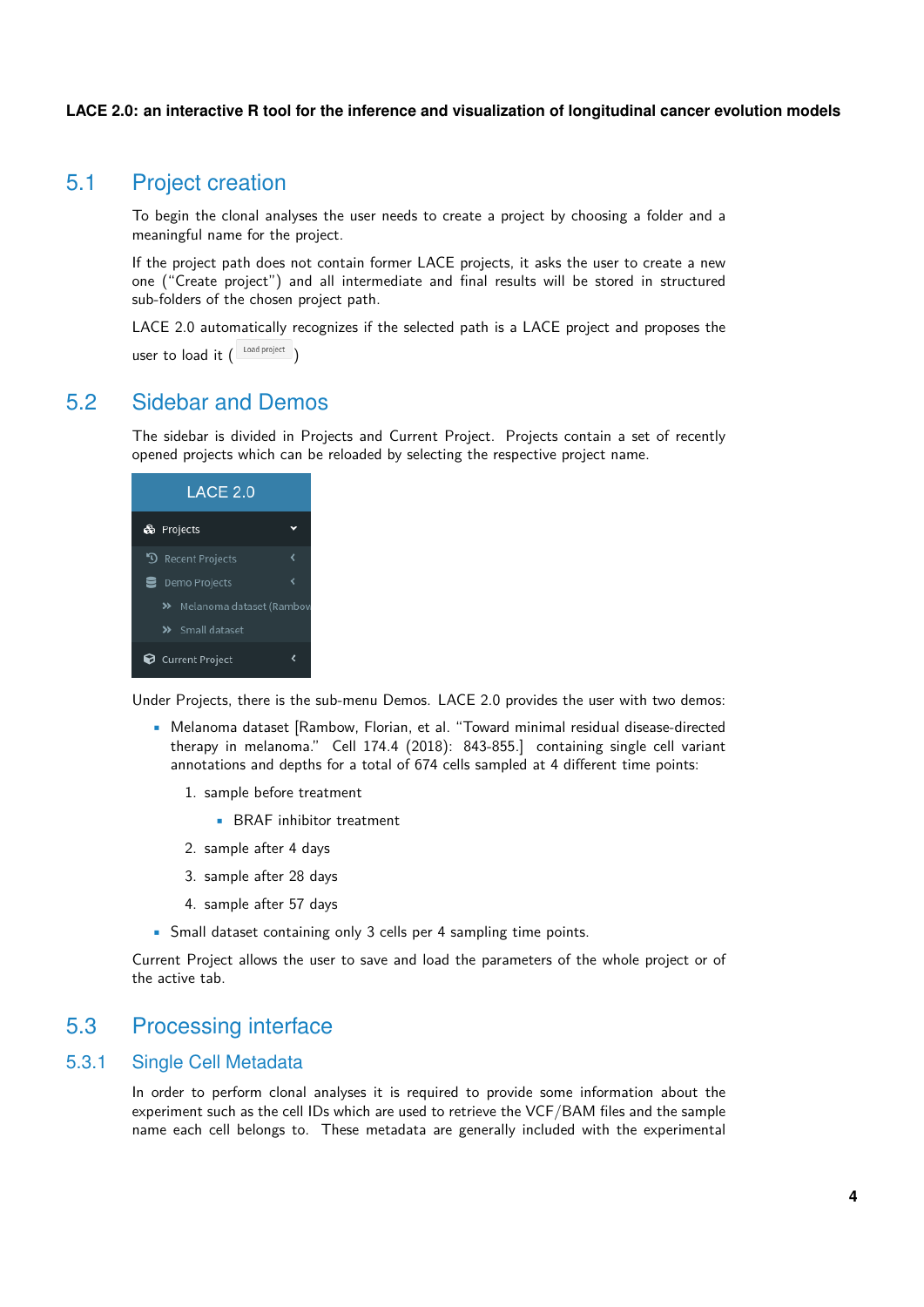## 5.1 Project creation

To begin the clonal analyses the user needs to create a project by choosing a folder and a meaningful name for the project.

If the project path does not contain former LACE projects, it asks the user to create a new one ("Create project") and all intermediate and final results will be stored in structured sub-folders of the chosen project path.

LACE 2.0 automatically recognizes if the selected path is a LACE project and proposes the user to load it ( Load project )

## 5.2 Sidebar and Demos

The sidebar is divided in Projects and Current Project. Projects contain a set of recently opened projects which can be reloaded by selecting the respective project name.

LACE 2.0

- Projects
  - Recent Projects
  - Demo Projects
    - Melanoma dataset (Rambow
    - Small dataset
- Current Project

Under Projects, there is the sub-menu Demos. LACE 2.0 provides the user with two demos:

- Melanoma dataset [Rambow, Florian, et al. "Toward minimal residual disease-directed therapy in melanoma." Cell 174.4 (2018): 843-855.] containing single cell variant annotations and depths for a total of 674 cells sampled at 4 different time points:
  1. sample before treatment
     - BRAF inhibitor treatment
  2. sample after 4 days
  3. sample after 28 days
  4. sample after 57 days
- Small dataset containing only 3 cells per 4 sampling time points.

Current Project allows the user to save and load the parameters of the whole project or of the active tab.

## 5.3 Processing interface

### 5.3.1 Single Cell Metadata

In order to perform clonal analyses it is required to provide some information about the experiment such as the cell IDs which are used to retrieve the VCF/BAM files and the sample name each cell belongs to. These metadata are generally included with the experimental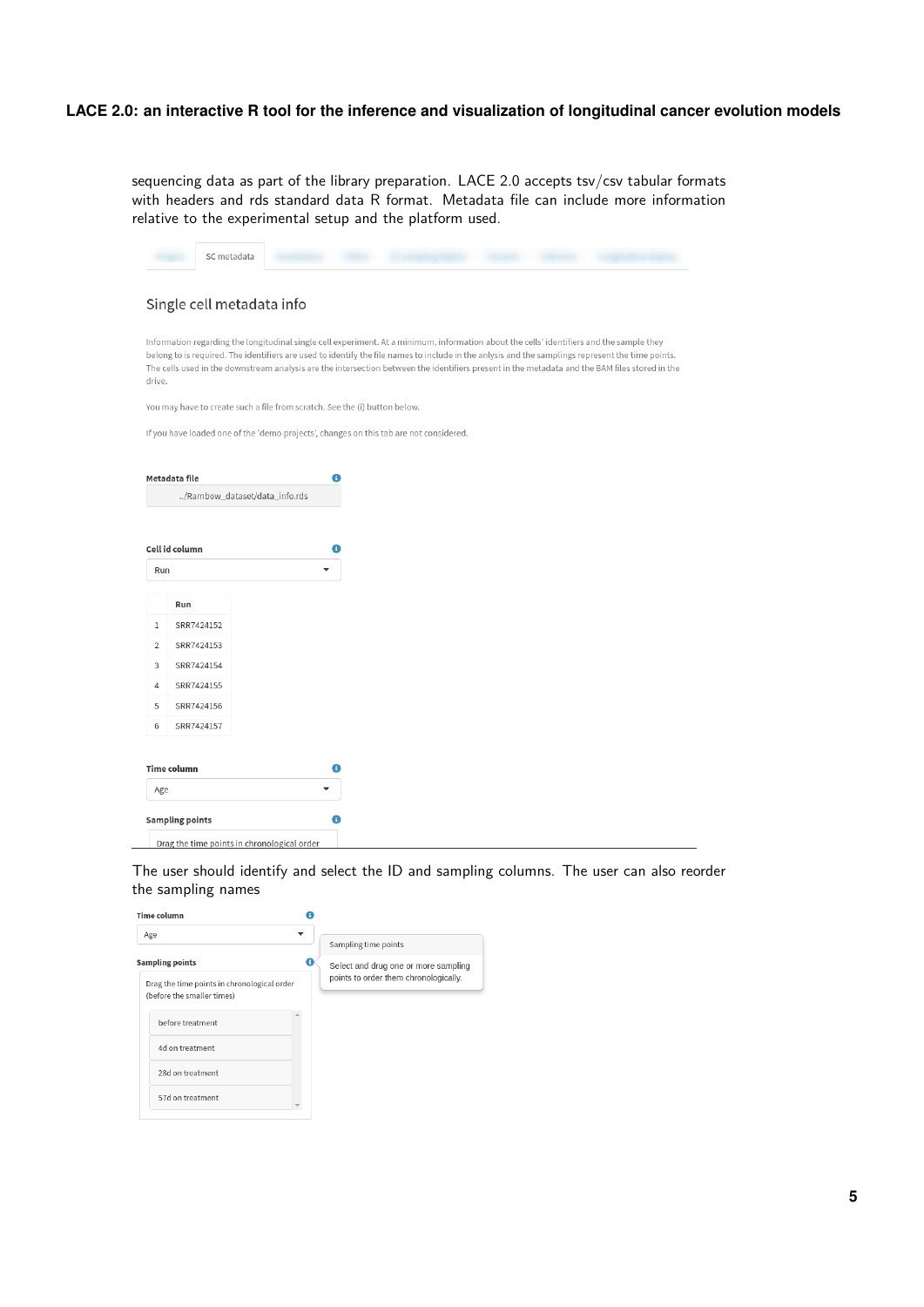sequencing data as part of the library preparation. LACE 2.0 accepts tsv/csv tabular formats with headers and rds standard data R format. Metadata file can include more information relative to the experimental setup and the platform used.

SC metadata

Single cell metadata info

Information regarding the longitudinal single cell experiment. At a minimum, information about the cells' identifiers and the sample they belong to is required. The identifiers are used to identify the file names to include in the anlysis and the samplings represent the time points. The cells used in the downstream analysis are the intersection between the identifiers present in the metadata and the BAM files stored in the drive.

You may have to create such a file from scratch. See the (i) button below.

If you have loaded one of the 'demo projects', changes on this tab are not considered.

**Metadata file**

../Rambow_dataset/data_info.rds

**Cell id column**

Run

| | Run |
|---|---|
| 1 | SRR7424152 |
| 2 | SRR7424153 |
| 3 | SRR7424154 |
| 4 | SRR7424155 |
| 5 | SRR7424156 |
| 6 | SRR7424157 |

**Time column**

Age

**Sampling points**

Drag the time points in chronological order

The user should identify and select the ID and sampling columns. The user can also reorder the sampling names

**Time column**

Age

**Sampling points**

Drag the time points in chronological order (before the smaller times)

- before treatment
- 4d on treatment
- 28d on treatment
- 57d on treatment

Sampling time points

Select and drug one or more sampling points to order them chronologically.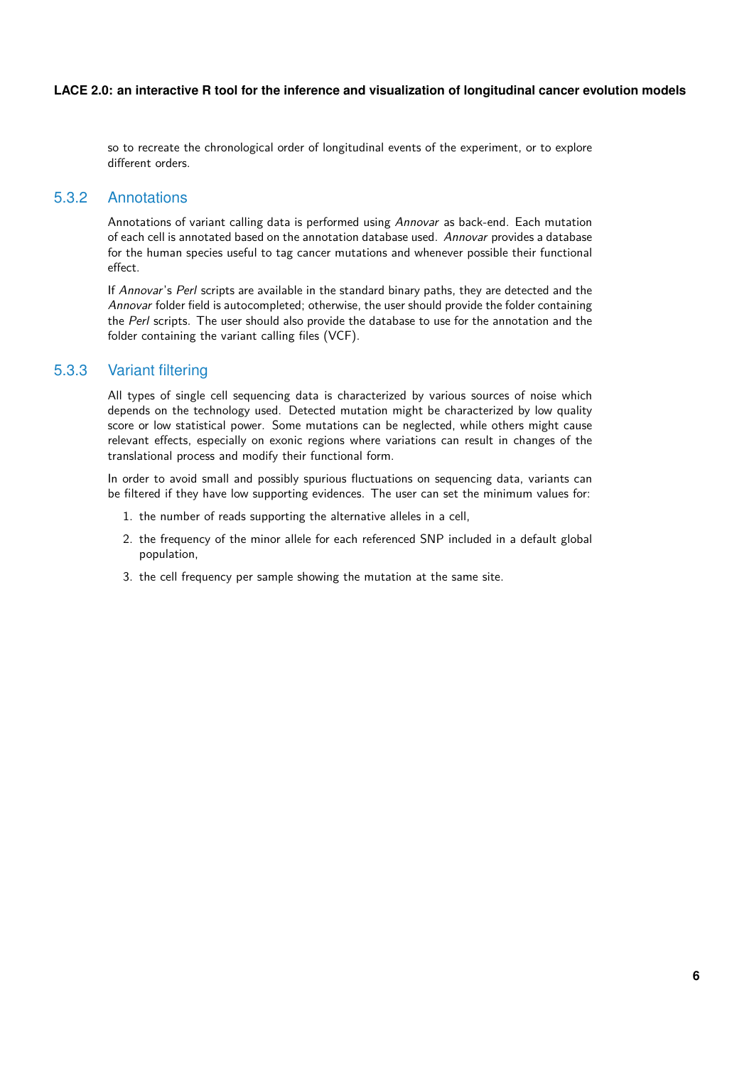so to recreate the chronological order of longitudinal events of the experiment, or to explore different orders.

### 5.3.2 Annotations

Annotations of variant calling data is performed using *Annovar* as back-end. Each mutation of each cell is annotated based on the annotation database used. *Annovar* provides a database for the human species useful to tag cancer mutations and whenever possible their functional effect.

If *Annovar*'s *Perl* scripts are available in the standard binary paths, they are detected and the *Annovar* folder field is autocompleted; otherwise, the user should provide the folder containing the *Perl* scripts. The user should also provide the database to use for the annotation and the folder containing the variant calling files (VCF).

### 5.3.3 Variant filtering

All types of single cell sequencing data is characterized by various sources of noise which depends on the technology used. Detected mutation might be characterized by low quality score or low statistical power. Some mutations can be neglected, while others might cause relevant effects, especially on exonic regions where variations can result in changes of the translational process and modify their functional form.

In order to avoid small and possibly spurious fluctuations on sequencing data, variants can be filtered if they have low supporting evidences. The user can set the minimum values for:

1. the number of reads supporting the alternative alleles in a cell,
2. the frequency of the minor allele for each referenced SNP included in a default global population,
3. the cell frequency per sample showing the mutation at the same site.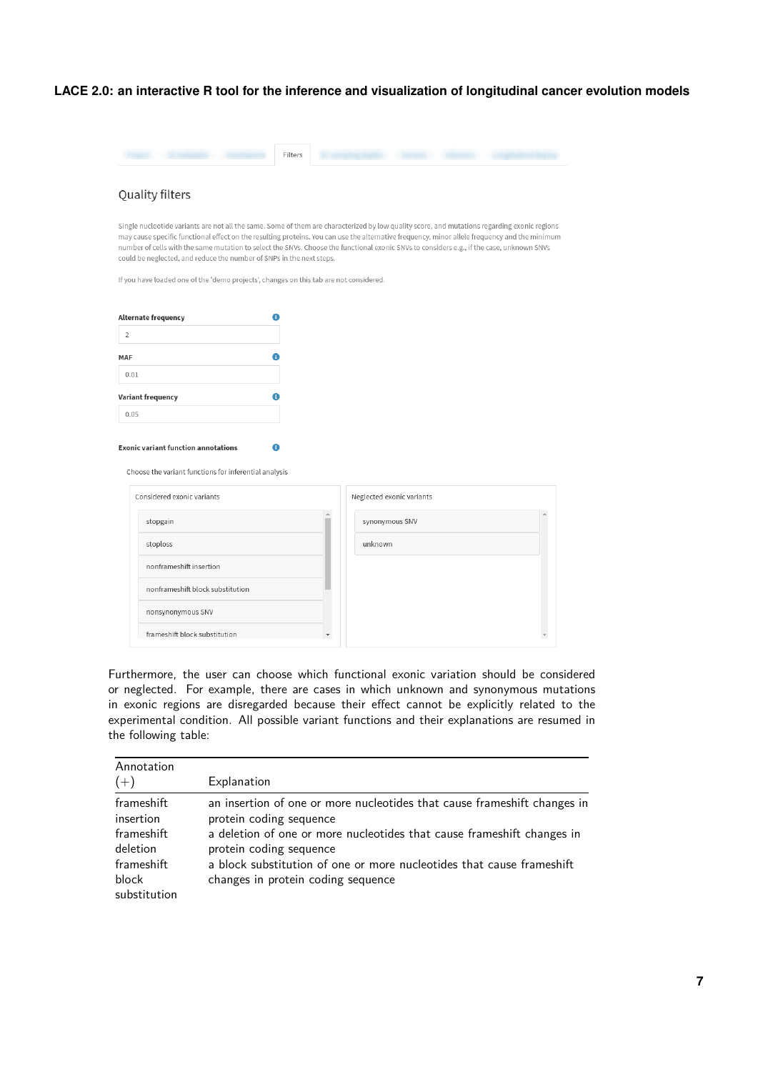Furthermore, the user can choose which functional exonic variation should be considered or neglected. For example, there are cases in which unknown and synonymous mutations in exonic regions are disregarded because their effect cannot be explicitly related to the experimental condition. All possible variant functions and their explanations are resumed in the following table:

| Annotation (+) | Explanation |
|---|---|
| frameshift insertion | an insertion of one or more nucleotides that cause frameshift changes in protein coding sequence |
| frameshift deletion | a deletion of one or more nucleotides that cause frameshift changes in protein coding sequence |
| frameshift block substitution | a block substitution of one or more nucleotides that cause frameshift changes in protein coding sequence |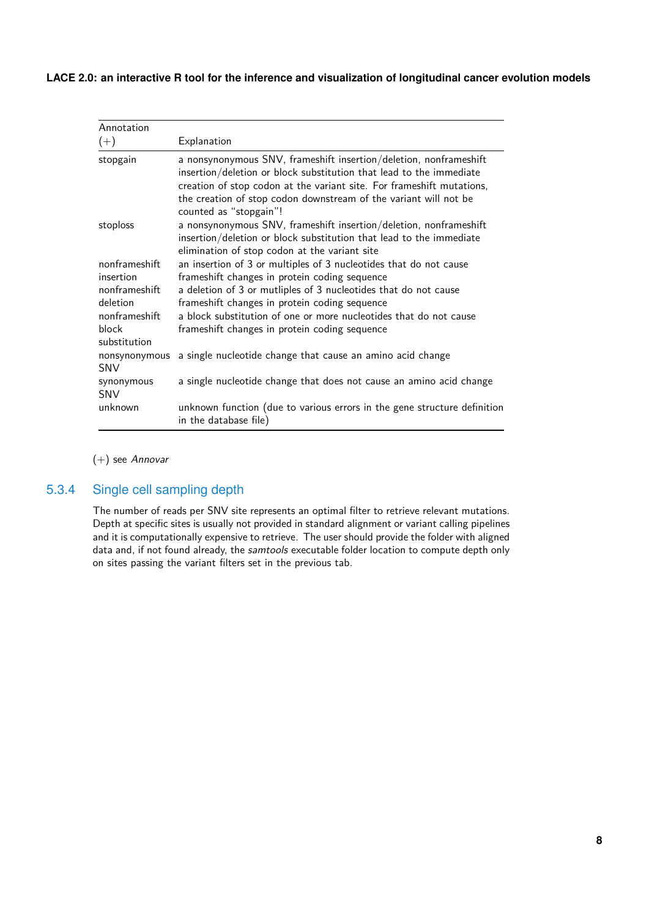| Annotation (+) | Explanation |
|---|---|
| stopgain | a nonsynonymous SNV, frameshift insertion/deletion, nonframeshift insertion/deletion or block substitution that lead to the immediate creation of stop codon at the variant site. For frameshift mutations, the creation of stop codon downstream of the variant will not be counted as "stopgain"! |
| stoploss | a nonsynonymous SNV, frameshift insertion/deletion, nonframeshift insertion/deletion or block substitution that lead to the immediate elimination of stop codon at the variant site |
| nonframeshift insertion | an insertion of 3 or multiples of 3 nucleotides that do not cause frameshift changes in protein coding sequence |
| nonframeshift deletion | a deletion of 3 or mutliples of 3 nucleotides that do not cause frameshift changes in protein coding sequence |
| nonframeshift block substitution | a block substitution of one or more nucleotides that do not cause frameshift changes in protein coding sequence |
| nonsynonymous SNV | a single nucleotide change that cause an amino acid change |
| synonymous SNV | a single nucleotide change that does not cause an amino acid change |
| unknown | unknown function (due to various errors in the gene structure definition in the database file) |

(+) see *Annovar*

### 5.3.4 Single cell sampling depth

The number of reads per SNV site represents an optimal filter to retrieve relevant mutations. Depth at specific sites is usually not provided in standard alignment or variant calling pipelines and it is computationally expensive to retrieve. The user should provide the folder with aligned data and, if not found already, the *samtools* executable folder location to compute depth only on sites passing the variant filters set in the previous tab.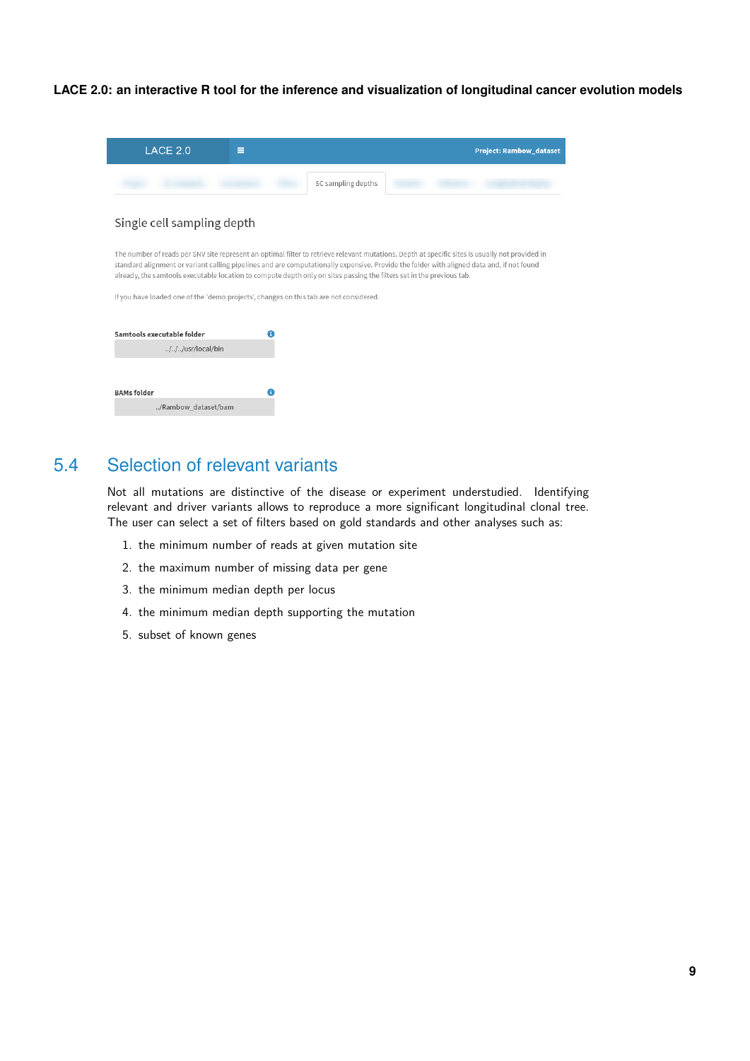## 5.4 Selection of relevant variants

Not all mutations are distinctive of the disease or experiment understudied. Identifying relevant and driver variants allows to reproduce a more significant longitudinal clonal tree. The user can select a set of filters based on gold standards and other analyses such as:

1. the minimum number of reads at given mutation site
2. the maximum number of missing data per gene
3. the minimum median depth per locus
4. the minimum median depth supporting the mutation
5. subset of known genes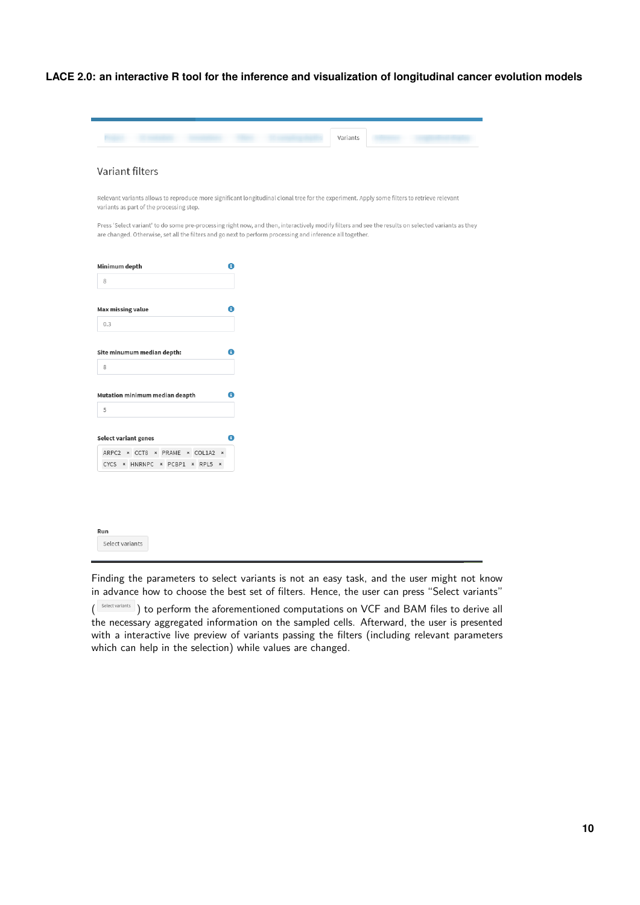Variants

Variant filters

Relevant variants allows to reproduce more significant longitudinal clonal tree for the experiment. Apply some filters to retrieve relevant variants as part of the processing step.

Press 'Select variant' to do some pre-processing right now, and then, interactively modify filters and see the results on selected variants as they are changed. Otherwise, set all the filters and go next to perform processing and inference all together.

**Minimum depth**

8

**Max missing value**

0.3

**Site minumum median depth:**

8

**Mutation minimum median deapth**

5

**Select variant genes**

ARPC2 × CCT8 × PRAME × COL1A2 × CYCS × HNRNPC × PCBP1 × RPL5 ×

**Run**

Select variants

Finding the parameters to select variants is not an easy task, and the user might not know in advance how to choose the best set of filters. Hence, the user can press "Select variants" ( Select variants ) to perform the aforementioned computations on VCF and BAM files to derive all the necessary aggregated information on the sampled cells. Afterward, the user is presented with a interactive live preview of variants passing the filters (including relevant parameters which can help in the selection) while values are changed.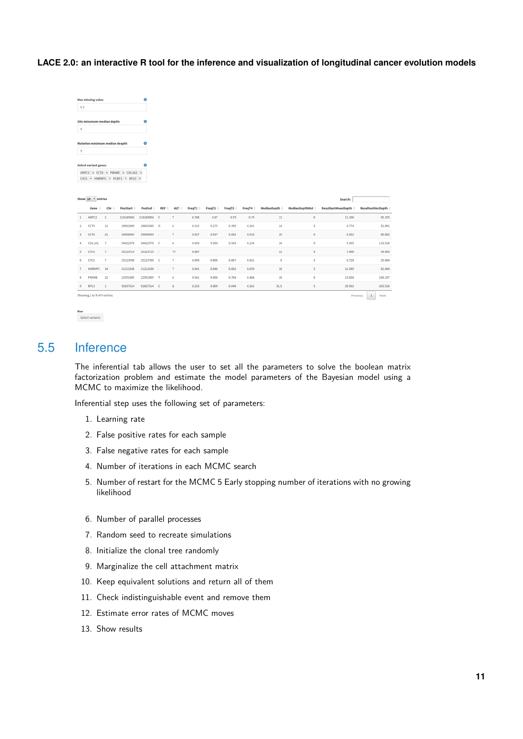**LACE 2.0: an interactive R tool for the inference and visualization of longitudinal cancer evolution models**

Max missing value

0.3

Site minumum median depth:

8

Mutation minimum median deapth

5

Select variant genes

ARPC2 × CCT8 × PRAME × COL1A2 × CYCS × HNRNPC × PCBP1 × RPL5 ×

Show 10 entries

Search:

|  | Gene | Chr | PosStart | PosEnd | REF | ALT | FreqT1 | FreqT2 | FreqT3 | FreqT4 | MedianDepth | MedianDepthMut | ResultantMeanDepth | ResultantVarDepth |
|---|---|---|---|---|---|---|---|---|---|---|---|---|---|---|
| 1 | ARPC2 | 2 | 218249894 | 218249894 | C | T | 0.788 | 0.67 | 0.79 | 0.75 | 12 | 6 | 11.266 | 65.155 |
| 2 | CCT8 | 21 | 29063389 | 29063389 | G | A | 0.315 | 0.275 | 0.395 | 0.261 | 14 | 5 | 8.774 | 52.691 |
| 3 | CCT8 | 21 | 29066994 | 29066994 | - | T | 0.027 | 0.037 | 0.062 | 0.016 | 15 | 6 | 9.932 | 80.682 |
| 4 | COL1A2 | 7 | 94422978 | 94422978 | C | A | 0.493 | 0.394 | 0.543 | 0.234 | 14 | 6 | 9.395 | 113.918 |
| 5 | CYCS | 7 | 25123715 | 25123715 | - | TT | 0.007 |  |  |  | 12 | 5 | 7.408 | 39.583 |
| 6 | CYCS | 7 | 25123786 | 25123786 | C | T | 0.699 | 0.606 | 0.667 | 0.641 | 9 | 5 | 6.728 | 35.084 |
| 7 | HNRNPC | 14 | 21211836 | 21211836 | - | T | 0.041 | 0.046 | 0.062 | 0.039 | 16 | 5 | 11.545 | 81.844 |
| 8 | PRAME | 22 | 22551005 | 22551005 | T | A | 0.541 | 0.606 | 0.704 | 0.484 | 16 | 6 | 13.004 | 106.337 |
| 9 | RPL5 | 1 | 92837514 | 92837514 | C | G | 0.253 | 0.009 | 0.049 | 0.281 | 31.5 | 5 | 29.902 | 203.518 |

Showing 1 to 9 of 9 entries

Previous 1 Next

Run

Select variants

## 5.5 Inference

The inferential tab allows the user to set all the parameters to solve the boolean matrix factorization problem and estimate the model parameters of the Bayesian model using a MCMC to maximize the likelihood.

Inferential step uses the following set of parameters:

1. Learning rate
2. False positive rates for each sample
3. False negative rates for each sample
4. Number of iterations in each MCMC search
5. Number of restart for the MCMC 5 Early stopping number of iterations with no growing likelihood
6. Number of parallel processes
7. Random seed to recreate simulations
8. Initialize the clonal tree randomly
9. Marginalize the cell attachment matrix
10. Keep equivalent solutions and return all of them
11. Check indistinguishable event and remove them
12. Estimate error rates of MCMC moves
13. Show results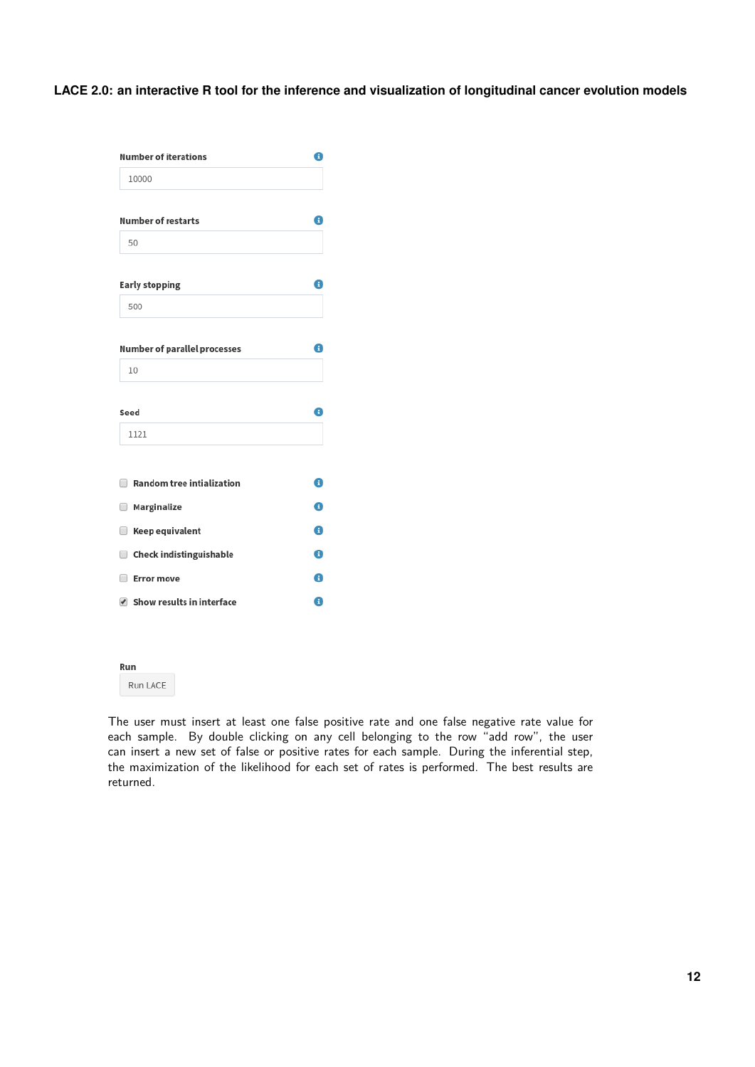Number of iterations

10000

Number of restarts

50

Early stopping

500

Number of parallel processes

10

Seed

1121

- [ ] Random tree intialization
- [ ] Marginalize
- [ ] Keep equivalent
- [ ] Check indistinguishable
- [ ] Error move
- [x] Show results in interface

Run

Run LACE

The user must insert at least one false positive rate and one false negative rate value for each sample. By double clicking on any cell belonging to the row "add row", the user can insert a new set of false or positive rates for each sample. During the inferential step, the maximization of the likelihood for each set of rates is performed. The best results are returned.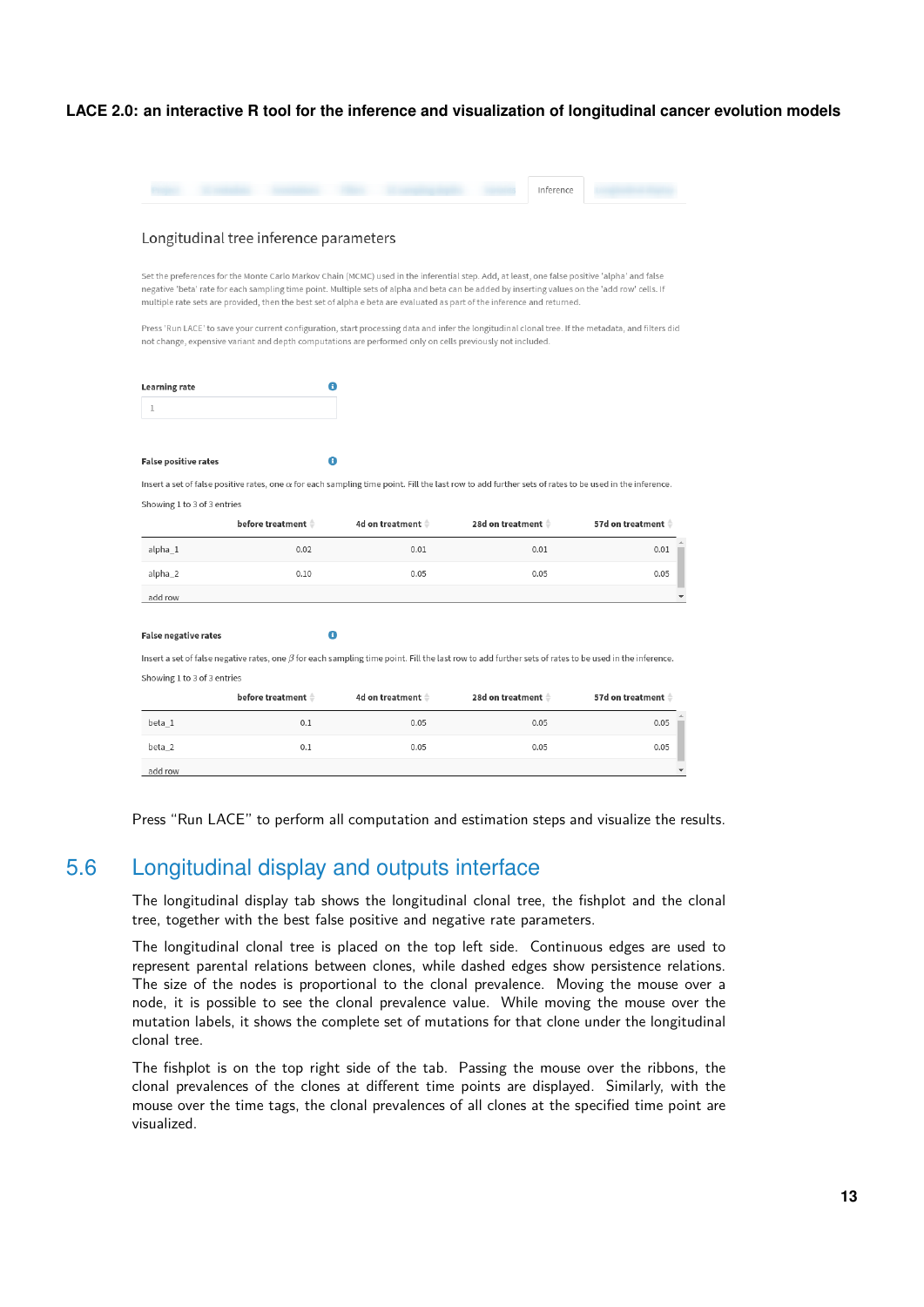Inference

Longitudinal tree inference parameters

Set the preferences for the Monte Carlo Markov Chain (MCMC) used in the inferential step. Add, at least, one false positive 'alpha' and false negative 'beta' rate for each sampling time point. Multiple sets of alpha and beta can be added by inserting values on the 'add row' cells. If multiple rate sets are provided, then the best set of alpha e beta are evaluated as part of the inference and returned.

Press 'Run LACE' to save your current configuration, start processing data and infer the longitudinal clonal tree. If the metadata, and filters did not change, expensive variant and depth computations are performed only on cells previously not included.

**Learning rate**

1

**False positive rates**

Insert a set of false positive rates, one $\alpha$ for each sampling time point. Fill the last row to add further sets of rates to be used in the inference.

Showing 1 to 3 of 3 entries

| | before treatment | 4d on treatment | 28d on treatment | 57d on treatment |
|---|---|---|---|---|
| alpha_1 | 0.02 | 0.01 | 0.01 | 0.01 |
| alpha_2 | 0.10 | 0.05 | 0.05 | 0.05 |
| add row | | | | |

**False negative rates**

Insert a set of false negative rates, one $\beta$ for each sampling time point. Fill the last row to add further sets of rates to be used in the inference.

Showing 1 to 3 of 3 entries

| | before treatment | 4d on treatment | 28d on treatment | 57d on treatment |
|---|---|---|---|---|
| beta_1 | 0.1 | 0.05 | 0.05 | 0.05 |
| beta_2 | 0.1 | 0.05 | 0.05 | 0.05 |
| add row | | | | |

Press "Run LACE" to perform all computation and estimation steps and visualize the results.

## 5.6 Longitudinal display and outputs interface

The longitudinal display tab shows the longitudinal clonal tree, the fishplot and the clonal tree, together with the best false positive and negative rate parameters.

The longitudinal clonal tree is placed on the top left side. Continuous edges are used to represent parental relations between clones, while dashed edges show persistence relations. The size of the nodes is proportional to the clonal prevalence. Moving the mouse over a node, it is possible to see the clonal prevalence value. While moving the mouse over the mutation labels, it shows the complete set of mutations for that clone under the longitudinal clonal tree.

The fishplot is on the top right side of the tab. Passing the mouse over the ribbons, the clonal prevalences of the clones at different time points are displayed. Similarly, with the mouse over the time tags, the clonal prevalences of all clones at the specified time point are visualized.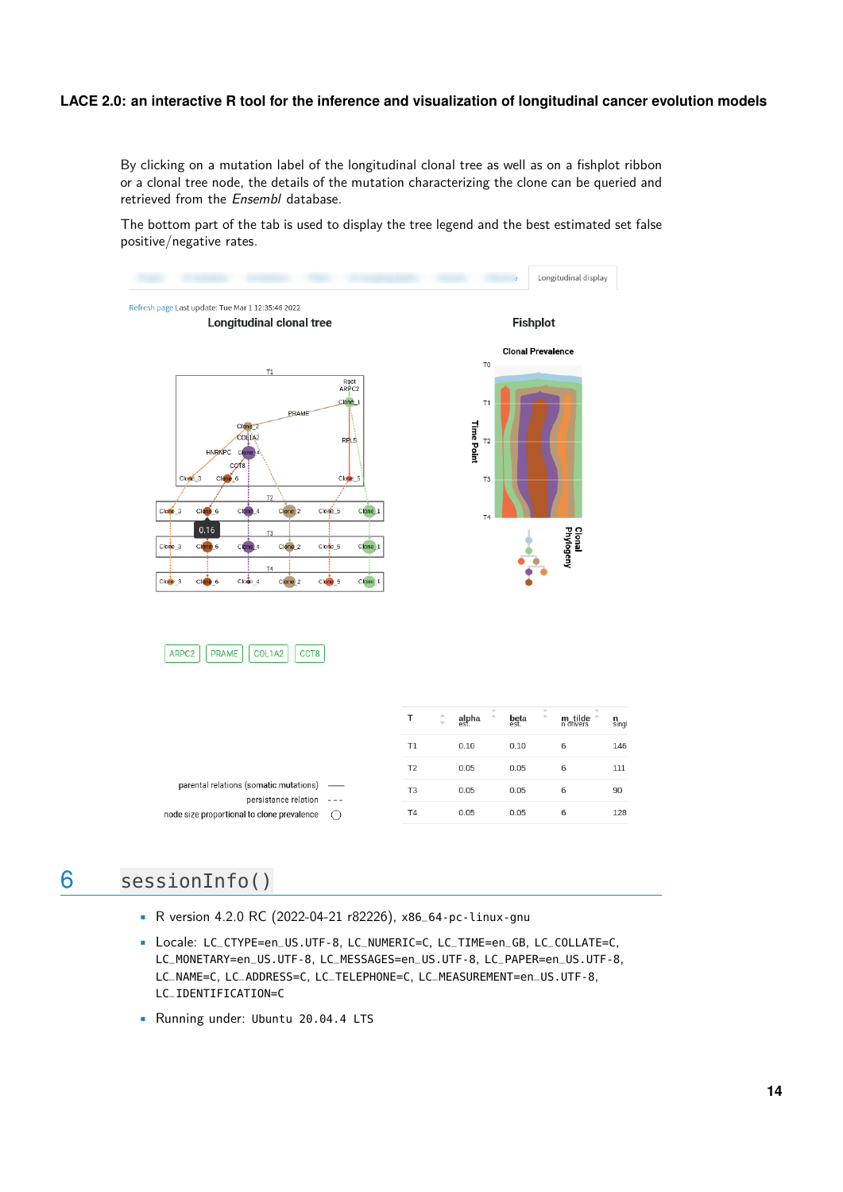By clicking on a mutation label of the longitudinal clonal tree as well as on a fishplot ribbon or a clonal tree node, the details of the mutation characterizing the clone can be queried and retrieved from the *Ensembl* database.

The bottom part of the tab is used to display the tree legend and the best estimated set false positive/negative rates.

| T | alpha est. | beta est. | m_tilde n drivers | n singl |
|---|---|---|---|---|
| T1 | 0.10 | 0.10 | 6 | 146 |
| T2 | 0.05 | 0.05 | 6 | 111 |
| T3 | 0.05 | 0.05 | 6 | 90 |
| T4 | 0.05 | 0.05 | 6 | 128 |

# 6 sessionInfo()

- R version 4.2.0 RC (2022-04-21 r82226), `x86_64-pc-linux-gnu`
- Locale: `LC_CTYPE=en_US.UTF-8`, `LC_NUMERIC=C`, `LC_TIME=en_GB`, `LC_COLLATE=C`, `LC_MONETARY=en_US.UTF-8`, `LC_MESSAGES=en_US.UTF-8`, `LC_PAPER=en_US.UTF-8`, `LC_NAME=C`, `LC_ADDRESS=C`, `LC_TELEPHONE=C`, `LC_MEASUREMENT=en_US.UTF-8`, `LC_IDENTIFICATION=C`
- Running under: `Ubuntu 20.04.4 LTS`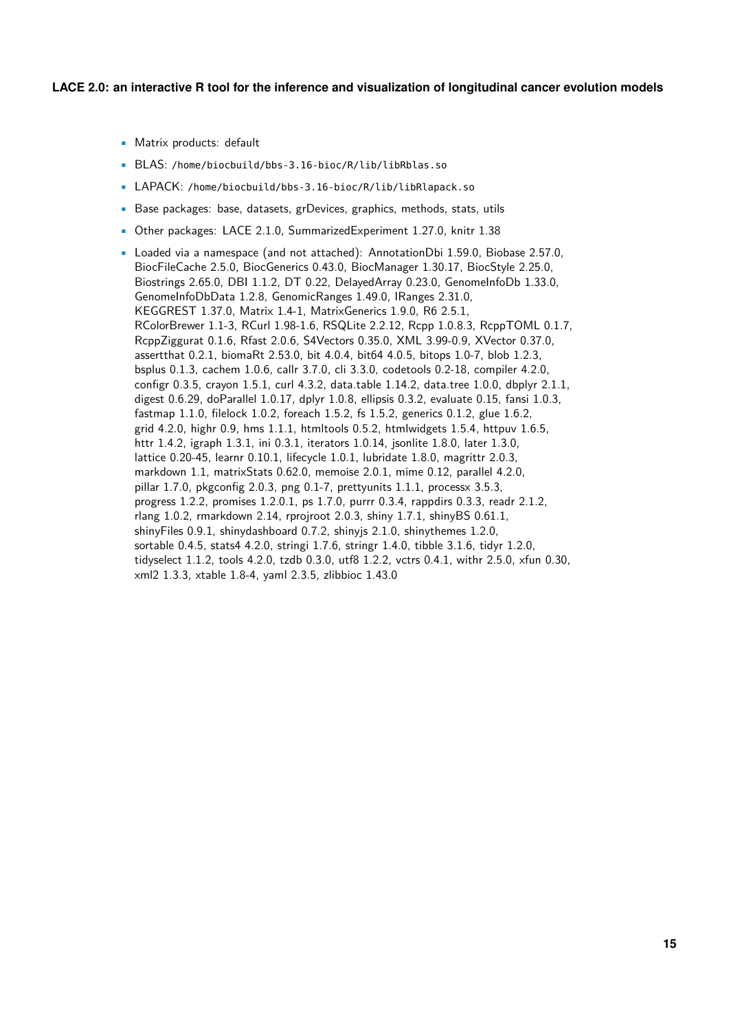- Matrix products: default
- BLAS: /home/biocbuild/bbs-3.16-bioc/R/lib/libRblas.so
- LAPACK: /home/biocbuild/bbs-3.16-bioc/R/lib/libRlapack.so
- Base packages: base, datasets, grDevices, graphics, methods, stats, utils
- Other packages: LACE 2.1.0, SummarizedExperiment 1.27.0, knitr 1.38
- Loaded via a namespace (and not attached): AnnotationDbi 1.59.0, Biobase 2.57.0, BiocFileCache 2.5.0, BiocGenerics 0.43.0, BiocManager 1.30.17, BiocStyle 2.25.0, Biostrings 2.65.0, DBI 1.1.2, DT 0.22, DelayedArray 0.23.0, GenomeInfoDb 1.33.0, GenomeInfoDbData 1.2.8, GenomicRanges 1.49.0, IRanges 2.31.0, KEGGREST 1.37.0, Matrix 1.4-1, MatrixGenerics 1.9.0, R6 2.5.1, RColorBrewer 1.1-3, RCurl 1.98-1.6, RSQLite 2.2.12, Rcpp 1.0.8.3, RcppTOML 0.1.7, RcppZiggurat 0.1.6, Rfast 2.0.6, S4Vectors 0.35.0, XML 3.99-0.9, XVector 0.37.0, assertthat 0.2.1, biomaRt 2.53.0, bit 4.0.4, bit64 4.0.5, bitops 1.0-7, blob 1.2.3, bsplus 0.1.3, cachem 1.0.6, callr 3.7.0, cli 3.3.0, codetools 0.2-18, compiler 4.2.0, configr 0.3.5, crayon 1.5.1, curl 4.3.2, data.table 1.14.2, data.tree 1.0.0, dbplyr 2.1.1, digest 0.6.29, doParallel 1.0.17, dplyr 1.0.8, ellipsis 0.3.2, evaluate 0.15, fansi 1.0.3, fastmap 1.1.0, filelock 1.0.2, foreach 1.5.2, fs 1.5.2, generics 0.1.2, glue 1.6.2, grid 4.2.0, highr 0.9, hms 1.1.1, htmltools 0.5.2, htmlwidgets 1.5.4, httpuv 1.6.5, httr 1.4.2, igraph 1.3.1, ini 0.3.1, iterators 1.0.14, jsonlite 1.8.0, later 1.3.0, lattice 0.20-45, learnr 0.10.1, lifecycle 1.0.1, lubridate 1.8.0, magrittr 2.0.3, markdown 1.1, matrixStats 0.62.0, memoise 2.0.1, mime 0.12, parallel 4.2.0, pillar 1.7.0, pkgconfig 2.0.3, png 0.1-7, prettyunits 1.1.1, processx 3.5.3, progress 1.2.2, promises 1.2.0.1, ps 1.7.0, purrr 0.3.4, rappdirs 0.3.3, readr 2.1.2, rlang 1.0.2, rmarkdown 2.14, rprojroot 2.0.3, shiny 1.7.1, shinyBS 0.61.1, shinyFiles 0.9.1, shinydashboard 0.7.2, shinyjs 2.1.0, shinythemes 1.2.0, sortable 0.4.5, stats4 4.2.0, stringi 1.7.6, stringr 1.4.0, tibble 3.1.6, tidyr 1.2.0, tidyselect 1.1.2, tools 4.2.0, tzdb 0.3.0, utf8 1.2.2, vctrs 0.4.1, withr 2.5.0, xfun 0.30, xml2 1.3.3, xtable 1.8-4, yaml 2.3.5, zlibbioc 1.43.0